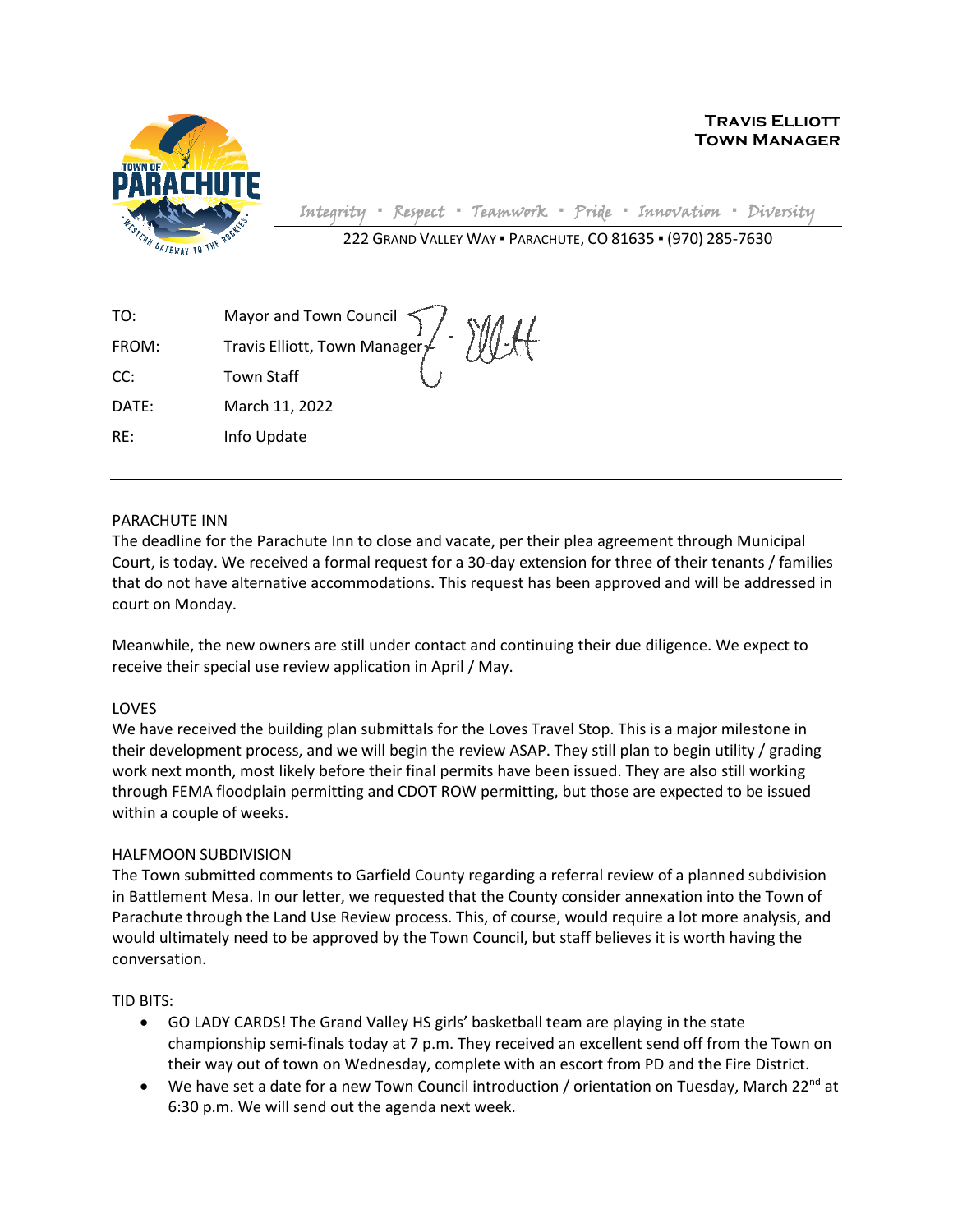**TRAVIS ELLIOTT**
**TOWN MANAGER**

*Integrity ▪ Respect ▪ Teamwork ▪ Pride ▪ Innovation ▪ Diversity*

222 GRAND VALLEY WAY ▪ PARACHUTE, CO 81635 ▪ (970) 285-7630

TO: Mayor and Town Council

FROM: Travis Elliott, Town Manager

CC: Town Staff

DATE: March 11, 2022

RE: Info Update

---

PARACHUTE INN

The deadline for the Parachute Inn to close and vacate, per their plea agreement through Municipal Court, is today. We received a formal request for a 30-day extension for three of their tenants / families that do not have alternative accommodations. This request has been approved and will be addressed in court on Monday.

Meanwhile, the new owners are still under contact and continuing their due diligence. We expect to receive their special use review application in April / May.

LOVES

We have received the building plan submittals for the Loves Travel Stop. This is a major milestone in their development process, and we will begin the review ASAP. They still plan to begin utility / grading work next month, most likely before their final permits have been issued. They are also still working through FEMA floodplain permitting and CDOT ROW permitting, but those are expected to be issued within a couple of weeks.

HALFMOON SUBDIVISION

The Town submitted comments to Garfield County regarding a referral review of a planned subdivision in Battlement Mesa. In our letter, we requested that the County consider annexation into the Town of Parachute through the Land Use Review process. This, of course, would require a lot more analysis, and would ultimately need to be approved by the Town Council, but staff believes it is worth having the conversation.

TID BITS:

- GO LADY CARDS! The Grand Valley HS girls' basketball team are playing in the state championship semi-finals today at 7 p.m. They received an excellent send off from the Town on their way out of town on Wednesday, complete with an escort from PD and the Fire District.
- We have set a date for a new Town Council introduction / orientation on Tuesday, March 22nd at 6:30 p.m. We will send out the agenda next week.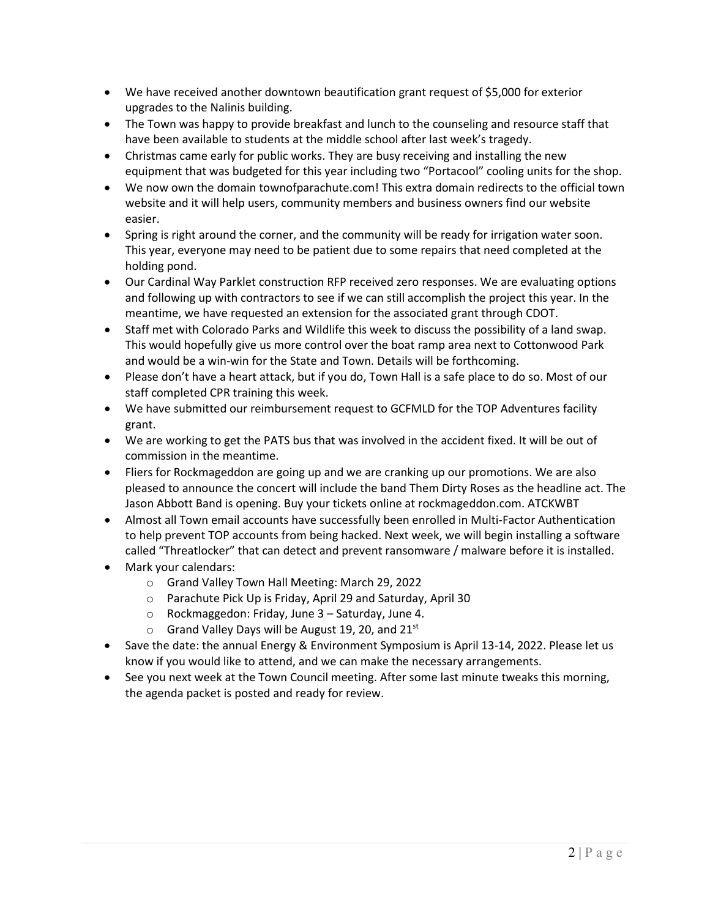- We have received another downtown beautification grant request of $5,000 for exterior upgrades to the Nalinis building.
- The Town was happy to provide breakfast and lunch to the counseling and resource staff that have been available to students at the middle school after last week's tragedy.
- Christmas came early for public works. They are busy receiving and installing the new equipment that was budgeted for this year including two "Portacool" cooling units for the shop.
- We now own the domain townofparachute.com! This extra domain redirects to the official town website and it will help users, community members and business owners find our website easier.
- Spring is right around the corner, and the community will be ready for irrigation water soon. This year, everyone may need to be patient due to some repairs that need completed at the holding pond.
- Our Cardinal Way Parklet construction RFP received zero responses. We are evaluating options and following up with contractors to see if we can still accomplish the project this year. In the meantime, we have requested an extension for the associated grant through CDOT.
- Staff met with Colorado Parks and Wildlife this week to discuss the possibility of a land swap. This would hopefully give us more control over the boat ramp area next to Cottonwood Park and would be a win-win for the State and Town. Details will be forthcoming.
- Please don't have a heart attack, but if you do, Town Hall is a safe place to do so. Most of our staff completed CPR training this week.
- We have submitted our reimbursement request to GCFMLD for the TOP Adventures facility grant.
- We are working to get the PATS bus that was involved in the accident fixed. It will be out of commission in the meantime.
- Fliers for Rockmageddon are going up and we are cranking up our promotions. We are also pleased to announce the concert will include the band Them Dirty Roses as the headline act. The Jason Abbott Band is opening. Buy your tickets online at rockmageddon.com. ATCKWBT
- Almost all Town email accounts have successfully been enrolled in Multi-Factor Authentication to help prevent TOP accounts from being hacked. Next week, we will begin installing a software called "Threatlocker" that can detect and prevent ransomware / malware before it is installed.
- Mark your calendars:
  - Grand Valley Town Hall Meeting: March 29, 2022
  - Parachute Pick Up is Friday, April 29 and Saturday, April 30
  - Rockmaggedon: Friday, June 3 – Saturday, June 4.
  - Grand Valley Days will be August 19, 20, and 21st
- Save the date: the annual Energy & Environment Symposium is April 13-14, 2022. Please let us know if you would like to attend, and we can make the necessary arrangements.
- See you next week at the Town Council meeting. After some last minute tweaks this morning, the agenda packet is posted and ready for review.